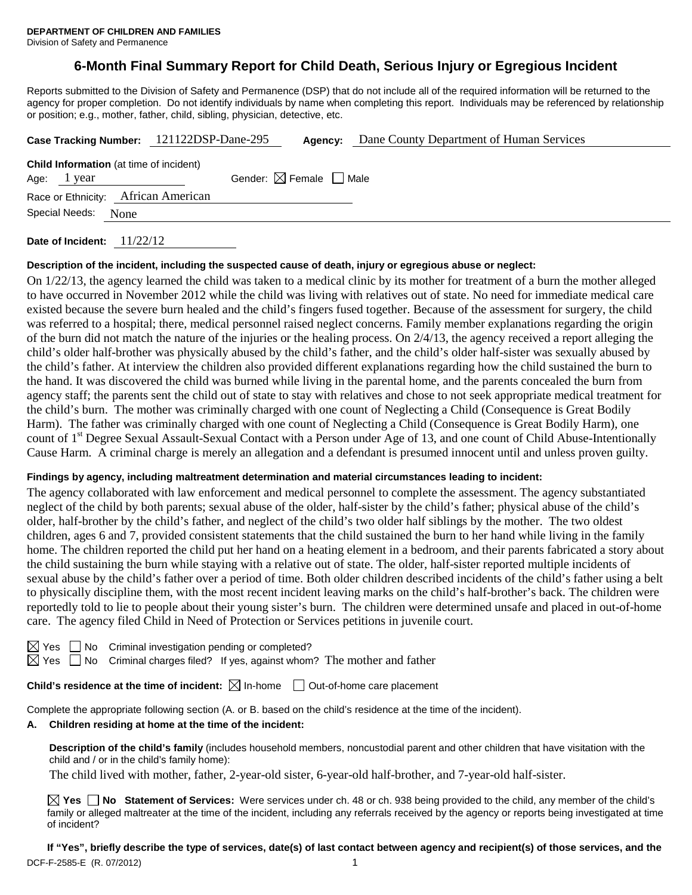**DEPARTMENT OF CHILDREN AND FAMILIES**
Division of Safety and Permanence

# 6-Month Final Summary Report for Child Death, Serious Injury or Egregious Incident

Reports submitted to the Division of Safety and Permanence (DSP) that do not include all of the required information will be returned to the agency for proper completion. Do not identify individuals by name when completing this report. Individuals may be referenced by relationship or position; e.g., mother, father, child, sibling, physician, detective, etc.

**Case Tracking Number:** 121122DSP-Dane-295 **Agency:** Dane County Department of Human Services

**Child Information** (at time of incident)
Age: 1 year Gender: ☒ Female ☐ Male
Race or Ethnicity: African American
Special Needs: None

**Date of Incident:** 11/22/12

**Description of the incident, including the suspected cause of death, injury or egregious abuse or neglect:**

On 1/22/13, the agency learned the child was taken to a medical clinic by its mother for treatment of a burn the mother alleged to have occurred in November 2012 while the child was living with relatives out of state. No need for immediate medical care existed because the severe burn healed and the child's fingers fused together. Because of the assessment for surgery, the child was referred to a hospital; there, medical personnel raised neglect concerns. Family member explanations regarding the origin of the burn did not match the nature of the injuries or the healing process. On 2/4/13, the agency received a report alleging the child's older half-brother was physically abused by the child's father, and the child's older half-sister was sexually abused by the child's father. At interview the children also provided different explanations regarding how the child sustained the burn to the hand. It was discovered the child was burned while living in the parental home, and the parents concealed the burn from agency staff; the parents sent the child out of state to stay with relatives and chose to not seek appropriate medical treatment for the child's burn. The mother was criminally charged with one count of Neglecting a Child (Consequence is Great Bodily Harm). The father was criminally charged with one count of Neglecting a Child (Consequence is Great Bodily Harm), one count of 1st Degree Sexual Assault-Sexual Contact with a Person under Age of 13, and one count of Child Abuse-Intentionally Cause Harm. A criminal charge is merely an allegation and a defendant is presumed innocent until and unless proven guilty.

**Findings by agency, including maltreatment determination and material circumstances leading to incident:**

The agency collaborated with law enforcement and medical personnel to complete the assessment. The agency substantiated neglect of the child by both parents; sexual abuse of the older, half-sister by the child's father; physical abuse of the child's older, half-brother by the child's father, and neglect of the child's two older half siblings by the mother. The two oldest children, ages 6 and 7, provided consistent statements that the child sustained the burn to her hand while living in the family home. The children reported the child put her hand on a heating element in a bedroom, and their parents fabricated a story about the child sustaining the burn while staying with a relative out of state. The older, half-sister reported multiple incidents of sexual abuse by the child's father over a period of time. Both older children described incidents of the child's father using a belt to physically discipline them, with the most recent incident leaving marks on the child's half-brother's back. The children were reportedly told to lie to people about their young sister's burn. The children were determined unsafe and placed in out-of-home care. The agency filed Child in Need of Protection or Services petitions in juvenile court.

☒ Yes ☐ No Criminal investigation pending or completed?
☒ Yes ☐ No Criminal charges filed? If yes, against whom? The mother and father

**Child's residence at the time of incident:** ☒ In-home ☐ Out-of-home care placement

Complete the appropriate following section (A. or B. based on the child's residence at the time of the incident).

**A. Children residing at home at the time of the incident:**

**Description of the child's family** (includes household members, noncustodial parent and other children that have visitation with the child and / or in the child's family home):

The child lived with mother, father, 2-year-old sister, 6-year-old half-brother, and 7-year-old half-sister.

☒ **Yes** ☐ **No Statement of Services:** Were services under ch. 48 or ch. 938 being provided to the child, any member of the child's family or alleged maltreater at the time of the incident, including any referrals received by the agency or reports being investigated at time of incident?

**If "Yes", briefly describe the type of services, date(s) of last contact between agency and recipient(s) of those services, and the**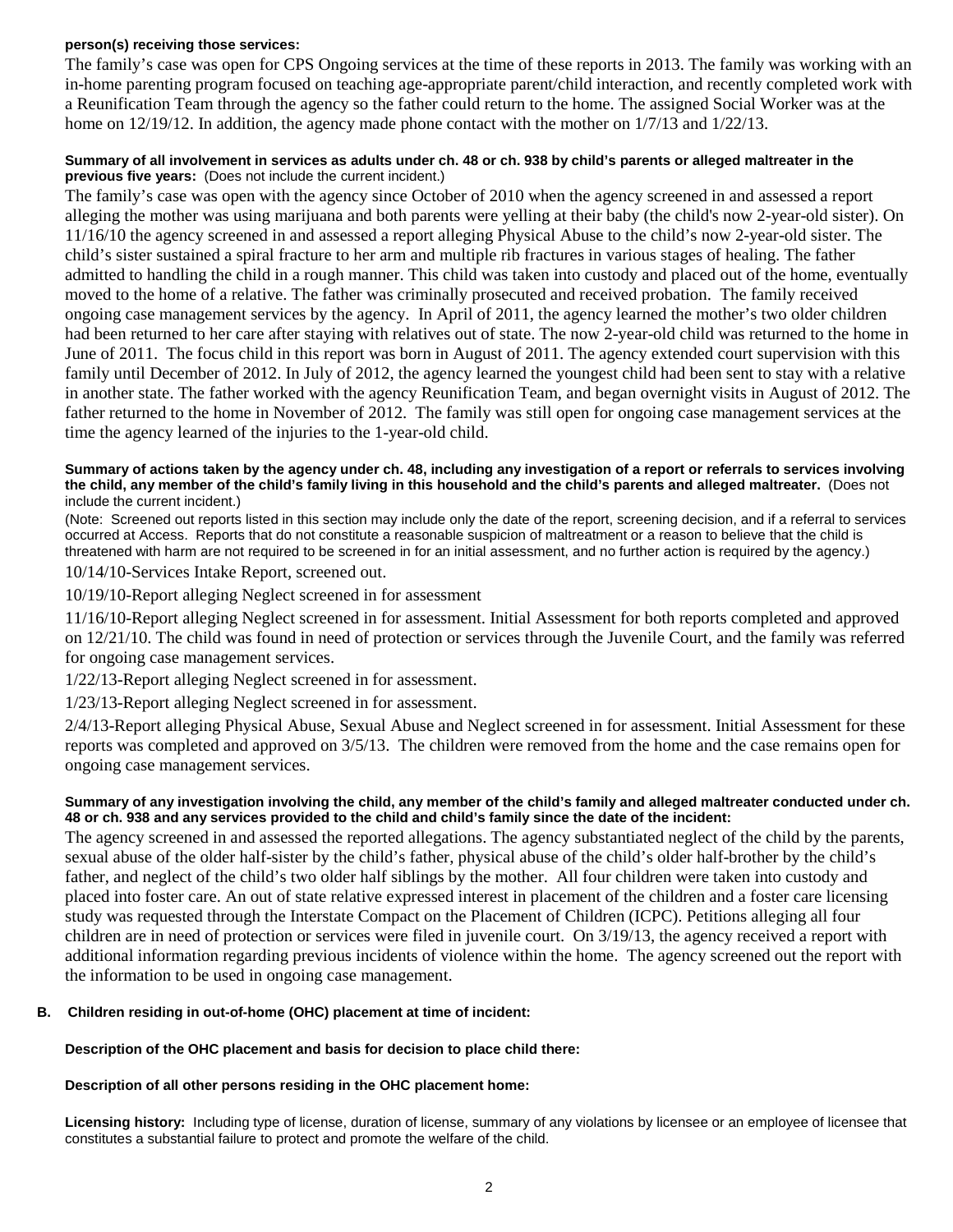**person(s) receiving those services:**

The family's case was open for CPS Ongoing services at the time of these reports in 2013. The family was working with an in-home parenting program focused on teaching age-appropriate parent/child interaction, and recently completed work with a Reunification Team through the agency so the father could return to the home. The assigned Social Worker was at the home on 12/19/12. In addition, the agency made phone contact with the mother on 1/7/13 and 1/22/13.

**Summary of all involvement in services as adults under ch. 48 or ch. 938 by child's parents or alleged maltreater in the previous five years:** (Does not include the current incident.)

The family's case was open with the agency since October of 2010 when the agency screened in and assessed a report alleging the mother was using marijuana and both parents were yelling at their baby (the child's now 2-year-old sister). On 11/16/10 the agency screened in and assessed a report alleging Physical Abuse to the child's now 2-year-old sister. The child's sister sustained a spiral fracture to her arm and multiple rib fractures in various stages of healing. The father admitted to handling the child in a rough manner. This child was taken into custody and placed out of the home, eventually moved to the home of a relative. The father was criminally prosecuted and received probation. The family received ongoing case management services by the agency. In April of 2011, the agency learned the mother's two older children had been returned to her care after staying with relatives out of state. The now 2-year-old child was returned to the home in June of 2011. The focus child in this report was born in August of 2011. The agency extended court supervision with this family until December of 2012. In July of 2012, the agency learned the youngest child had been sent to stay with a relative in another state. The father worked with the agency Reunification Team, and began overnight visits in August of 2012. The father returned to the home in November of 2012. The family was still open for ongoing case management services at the time the agency learned of the injuries to the 1-year-old child.

**Summary of actions taken by the agency under ch. 48, including any investigation of a report or referrals to services involving the child, any member of the child's family living in this household and the child's parents and alleged maltreater.** (Does not include the current incident.)

(Note: Screened out reports listed in this section may include only the date of the report, screening decision, and if a referral to services occurred at Access. Reports that do not constitute a reasonable suspicion of maltreatment or a reason to believe that the child is threatened with harm are not required to be screened in for an initial assessment, and no further action is required by the agency.)

10/14/10-Services Intake Report, screened out.

10/19/10-Report alleging Neglect screened in for assessment

11/16/10-Report alleging Neglect screened in for assessment. Initial Assessment for both reports completed and approved on 12/21/10. The child was found in need of protection or services through the Juvenile Court, and the family was referred for ongoing case management services.

1/22/13-Report alleging Neglect screened in for assessment.

1/23/13-Report alleging Neglect screened in for assessment.

2/4/13-Report alleging Physical Abuse, Sexual Abuse and Neglect screened in for assessment. Initial Assessment for these reports was completed and approved on 3/5/13. The children were removed from the home and the case remains open for ongoing case management services.

**Summary of any investigation involving the child, any member of the child's family and alleged maltreater conducted under ch. 48 or ch. 938 and any services provided to the child and child's family since the date of the incident:**

The agency screened in and assessed the reported allegations. The agency substantiated neglect of the child by the parents, sexual abuse of the older half-sister by the child's father, physical abuse of the child's older half-brother by the child's father, and neglect of the child's two older half siblings by the mother. All four children were taken into custody and placed into foster care. An out of state relative expressed interest in placement of the children and a foster care licensing study was requested through the Interstate Compact on the Placement of Children (ICPC). Petitions alleging all four children are in need of protection or services were filed in juvenile court. On 3/19/13, the agency received a report with additional information regarding previous incidents of violence within the home. The agency screened out the report with the information to be used in ongoing case management.

**B. Children residing in out-of-home (OHC) placement at time of incident:**

**Description of the OHC placement and basis for decision to place child there:**

**Description of all other persons residing in the OHC placement home:**

**Licensing history:** Including type of license, duration of license, summary of any violations by licensee or an employee of licensee that constitutes a substantial failure to protect and promote the welfare of the child.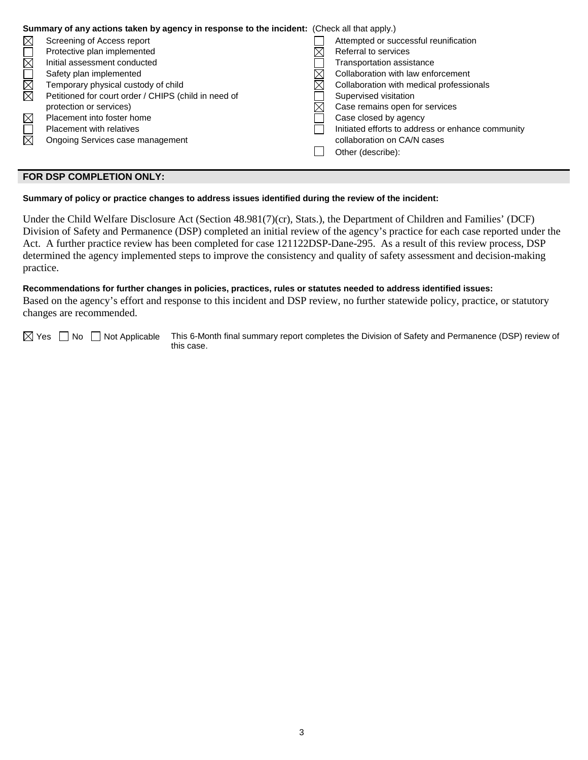**Summary of any actions taken by agency in response to the incident:** (Check all that apply.)

- ☒ Screening of Access report
- ☐ Protective plan implemented
- ☒ Initial assessment conducted
- ☐ Safety plan implemented
- ☒ Temporary physical custody of child
- ☒ Petitioned for court order / CHIPS (child in need of protection or services)
- ☒ Placement into foster home
- ☐ Placement with relatives
- ☒ Ongoing Services case management
- ☐ Attempted or successful reunification
- ☒ Referral to services
- ☐ Transportation assistance
- ☒ Collaboration with law enforcement
- ☒ Collaboration with medical professionals
- ☐ Supervised visitation
- ☒ Case remains open for services
- ☐ Case closed by agency
- ☐ Initiated efforts to address or enhance community collaboration on CA/N cases
- ☐ Other (describe):

## FOR DSP COMPLETION ONLY:

**Summary of policy or practice changes to address issues identified during the review of the incident:**

Under the Child Welfare Disclosure Act (Section 48.981(7)(cr), Stats.), the Department of Children and Families' (DCF) Division of Safety and Permanence (DSP) completed an initial review of the agency's practice for each case reported under the Act. A further practice review has been completed for case 121122DSP-Dane-295. As a result of this review process, DSP determined the agency implemented steps to improve the consistency and quality of safety assessment and decision-making practice.

**Recommendations for further changes in policies, practices, rules or statutes needed to address identified issues:**

Based on the agency's effort and response to this incident and DSP review, no further statewide policy, practice, or statutory changes are recommended.

☒ Yes ☐ No ☐ Not Applicable This 6-Month final summary report completes the Division of Safety and Permanence (DSP) review of this case.